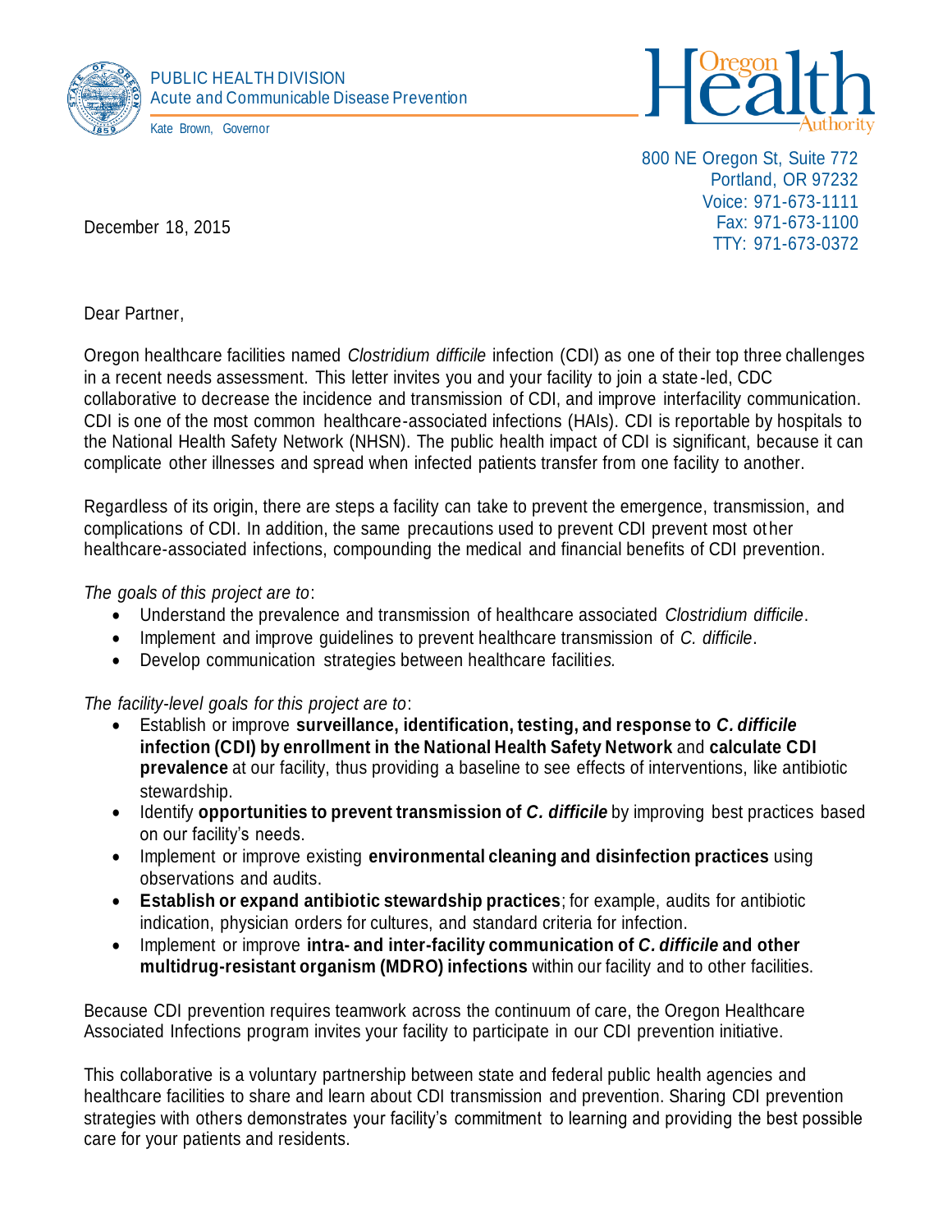PUBLIC HEALTH DIVISION
Acute and Communicable Disease Prevention
Kate Brown, Governor

Oregon Health Authority

800 NE Oregon St, Suite 772
Portland, OR 97232
Voice: 971-673-1111
Fax: 971-673-1100
TTY: 971-673-0372

December 18, 2015

Dear Partner,

Oregon healthcare facilities named *Clostridium difficile* infection (CDI) as one of their top three challenges in a recent needs assessment. This letter invites you and your facility to join a state-led, CDC collaborative to decrease the incidence and transmission of CDI, and improve interfacility communication. CDI is one of the most common healthcare-associated infections (HAIs). CDI is reportable by hospitals to the National Health Safety Network (NHSN). The public health impact of CDI is significant, because it can complicate other illnesses and spread when infected patients transfer from one facility to another.

Regardless of its origin, there are steps a facility can take to prevent the emergence, transmission, and complications of CDI. In addition, the same precautions used to prevent CDI prevent most other healthcare-associated infections, compounding the medical and financial benefits of CDI prevention.

*The goals of this project are to*:

- Understand the prevalence and transmission of healthcare associated *Clostridium difficile*.
- Implement and improve guidelines to prevent healthcare transmission of *C. difficile*.
- Develop communication strategies between healthcare facilities.

*The facility-level goals for this project are to*:

- Establish or improve **surveillance, identification, testing, and response to *C. difficile* infection (CDI) by enrollment in the National Health Safety Network** and **calculate CDI prevalence** at our facility, thus providing a baseline to see effects of interventions, like antibiotic stewardship.
- Identify **opportunities to prevent transmission of *C. difficile*** by improving best practices based on our facility's needs.
- Implement or improve existing **environmental cleaning and disinfection practices** using observations and audits.
- **Establish or expand antibiotic stewardship practices**; for example, audits for antibiotic indication, physician orders for cultures, and standard criteria for infection.
- Implement or improve **intra- and inter-facility communication of *C. difficile* and other multidrug-resistant organism (MDRO) infections** within our facility and to other facilities.

Because CDI prevention requires teamwork across the continuum of care, the Oregon Healthcare Associated Infections program invites your facility to participate in our CDI prevention initiative.

This collaborative is a voluntary partnership between state and federal public health agencies and healthcare facilities to share and learn about CDI transmission and prevention. Sharing CDI prevention strategies with others demonstrates your facility's commitment to learning and providing the best possible care for your patients and residents.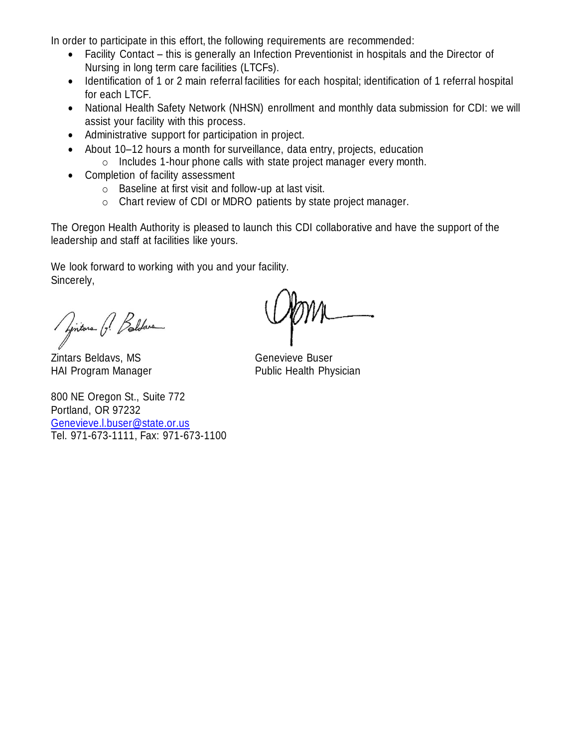In order to participate in this effort, the following requirements are recommended:

- Facility Contact – this is generally an Infection Preventionist in hospitals and the Director of Nursing in long term care facilities (LTCFs).
- Identification of 1 or 2 main referral facilities for each hospital; identification of 1 referral hospital for each LTCF.
- National Health Safety Network (NHSN) enrollment and monthly data submission for CDI: we will assist your facility with this process.
- Administrative support for participation in project.
- About 10–12 hours a month for surveillance, data entry, projects, education
  - Includes 1-hour phone calls with state project manager every month.
- Completion of facility assessment
  - Baseline at first visit and follow-up at last visit.
  - Chart review of CDI or MDRO patients by state project manager.

The Oregon Health Authority is pleased to launch this CDI collaborative and have the support of the leadership and staff at facilities like yours.

We look forward to working with you and your facility.
Sincerely,

Zintars Beldavs, MS
HAI Program Manager

Genevieve Buser
Public Health Physician

800 NE Oregon St., Suite 772
Portland, OR 97232
Genevieve.l.buser@state.or.us
Tel. 971-673-1111, Fax: 971-673-1100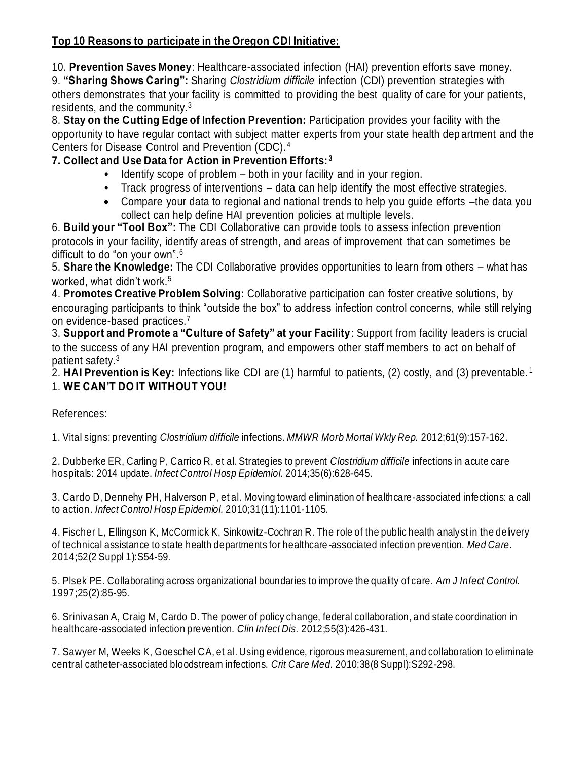**Top 10 Reasons to participate in the Oregon CDI Initiative:**

10. **Prevention Saves Money**: Healthcare-associated infection (HAI) prevention efforts save money.
9. **"Sharing Shows Caring":** Sharing *Clostridium difficile* infection (CDI) prevention strategies with others demonstrates that your facility is committed to providing the best quality of care for your patients, residents, and the community.[3]
8. **Stay on the Cutting Edge of Infection Prevention:** Participation provides your facility with the opportunity to have regular contact with subject matter experts from your state health department and the Centers for Disease Control and Prevention (CDC).[4]
7. **Collect and Use Data for Action in Prevention Efforts:[3]**
    - Identify scope of problem – both in your facility and in your region.
    - Track progress of interventions – data can help identify the most effective strategies.
    - Compare your data to regional and national trends to help you guide efforts –the data you collect can help define HAI prevention policies at multiple levels.
6. **Build your "Tool Box":** The CDI Collaborative can provide tools to assess infection prevention protocols in your facility, identify areas of strength, and areas of improvement that can sometimes be difficult to do "on your own".[6]
5. **Share the Knowledge:** The CDI Collaborative provides opportunities to learn from others – what has worked, what didn't work.[5]
4. **Promotes Creative Problem Solving:** Collaborative participation can foster creative solutions, by encouraging participants to think "outside the box" to address infection control concerns, while still relying on evidence-based practices.[7]
3. **Support and Promote a "Culture of Safety" at your Facility**: Support from facility leaders is crucial to the success of any HAI prevention program, and empowers other staff members to act on behalf of patient safety.[3]
2. **HAI Prevention is Key:** Infections like CDI are (1) harmful to patients, (2) costly, and (3) preventable.[1]
1. **WE CAN'T DO IT WITHOUT YOU!**

References:

1. Vital signs: preventing *Clostridium difficile* infections. *MMWR Morb Mortal Wkly Rep.* 2012;61(9):157-162.

2. Dubberke ER, Carling P, Carrico R, et al. Strategies to prevent *Clostridium difficile* infections in acute care hospitals: 2014 update. *Infect Control Hosp Epidemiol.* 2014;35(6):628-645.

3. Cardo D, Dennehy PH, Halverson P, et al. Moving toward elimination of healthcare-associated infections: a call to action. *Infect Control Hosp Epidemiol.* 2010;31(11):1101-1105.

4. Fischer L, Ellingson K, McCormick K, Sinkowitz-Cochran R. The role of the public health analyst in the delivery of technical assistance to state health departments for healthcare-associated infection prevention. *Med Care.* 2014;52(2 Suppl 1):S54-59.

5. Plsek PE. Collaborating across organizational boundaries to improve the quality of care. *Am J Infect Control.* 1997;25(2):85-95.

6. Srinivasan A, Craig M, Cardo D. The power of policy change, federal collaboration, and state coordination in healthcare-associated infection prevention. *Clin Infect Dis.* 2012;55(3):426-431.

7. Sawyer M, Weeks K, Goeschel CA, et al. Using evidence, rigorous measurement, and collaboration to eliminate central catheter-associated bloodstream infections. *Crit Care Med.* 2010;38(8 Suppl):S292-298.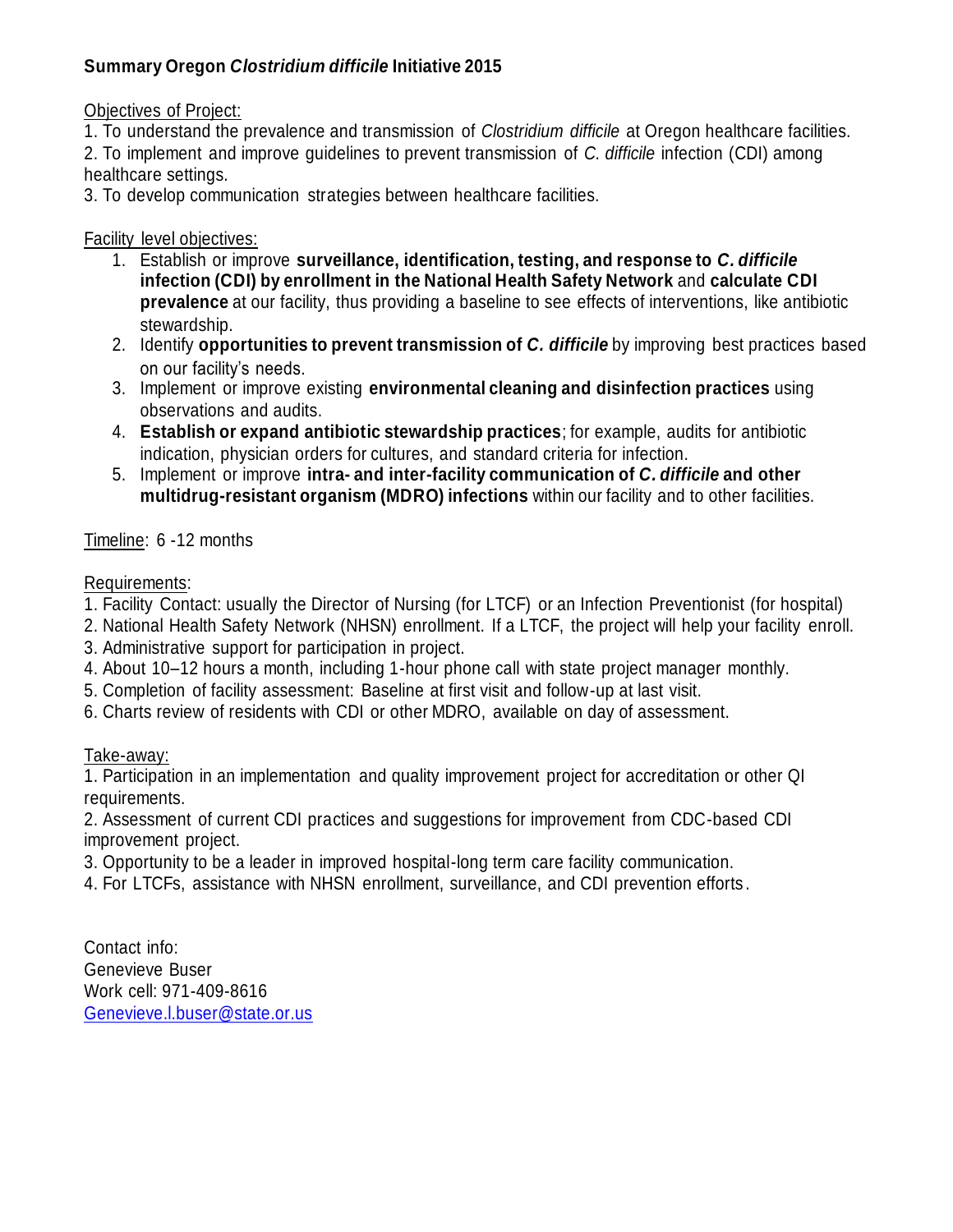## Summary Oregon *Clostridium difficile* Initiative 2015

Objectives of Project:

1. To understand the prevalence and transmission of *Clostridium difficile* at Oregon healthcare facilities.
2. To implement and improve guidelines to prevent transmission of *C. difficile* infection (CDI) among healthcare settings.
3. To develop communication strategies between healthcare facilities.

Facility level objectives:

1. Establish or improve **surveillance, identification, testing, and response to *C. difficile* infection (CDI) by enrollment in the National Health Safety Network** and **calculate CDI prevalence** at our facility, thus providing a baseline to see effects of interventions, like antibiotic stewardship.
2. Identify **opportunities to prevent transmission of *C. difficile*** by improving best practices based on our facility's needs.
3. Implement or improve existing **environmental cleaning and disinfection practices** using observations and audits.
4. **Establish or expand antibiotic stewardship practices**; for example, audits for antibiotic indication, physician orders for cultures, and standard criteria for infection.
5. Implement or improve **intra- and inter-facility communication of *C. difficile* and other multidrug-resistant organism (MDRO) infections** within our facility and to other facilities.

Timeline: 6 -12 months

Requirements:

1. Facility Contact: usually the Director of Nursing (for LTCF) or an Infection Preventionist (for hospital)
2. National Health Safety Network (NHSN) enrollment. If a LTCF, the project will help your facility enroll.
3. Administrative support for participation in project.
4. About 10–12 hours a month, including 1-hour phone call with state project manager monthly.
5. Completion of facility assessment: Baseline at first visit and follow-up at last visit.
6. Charts review of residents with CDI or other MDRO, available on day of assessment.

Take-away:

1. Participation in an implementation and quality improvement project for accreditation or other QI requirements.
2. Assessment of current CDI practices and suggestions for improvement from CDC-based CDI improvement project.
3. Opportunity to be a leader in improved hospital-long term care facility communication.
4. For LTCFs, assistance with NHSN enrollment, surveillance, and CDI prevention efforts.

Contact info:
Genevieve Buser
Work cell: 971-409-8616
Genevieve.l.buser@state.or.us